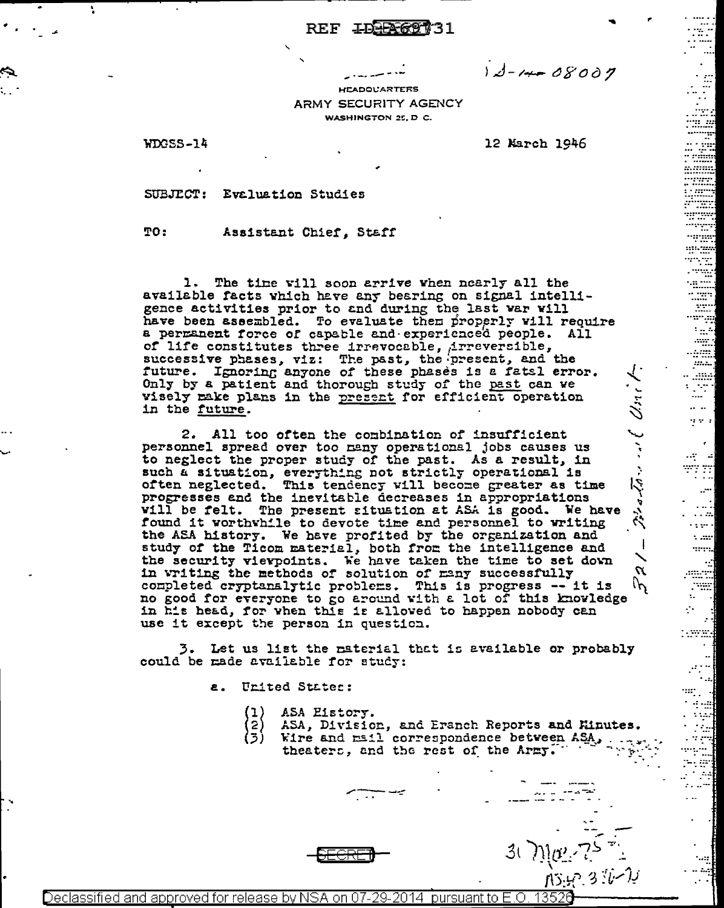REF ID:A69731

12-140 08007

HEADQUARTERS
ARMY SECURITY AGENCY
WASHINGTON 25, D. C.

WDGSS-14

12 March 1946

SUBJECT: Evaluation Studies

TO: Assistant Chief, Staff

1. The time will soon arrive when nearly all the available facts which have any bearing on signal intelligence activities prior to and during the last war will have been assembled. To evaluate them properly will require a permanent force of capable and experienced people. All of life constitutes three irrevocable, irreversible, successive phases, viz: The past, the present, and the future. Ignoring anyone of these phases is a fatal error. Only by a patient and thorough study of the past can we wisely make plans in the present for efficient operation in the future.

2. All too often the combination of insufficient personnel spread over too many operational jobs causes us to neglect the proper study of the past. As a result, in such a situation, everything not strictly operational is often neglected. This tendency will become greater as time progresses and the inevitable decreases in appropriations will be felt. The present situation at ASA is good. We have found it worthwhile to devote time and personnel to writing the ASA history. We have profited by the organization and study of the Ticom material, both from the intelligence and the security viewpoints. We have taken the time to set down in writing the methods of solution of many successfully completed cryptanalytic problems. This is progress -- it is no good for everyone to go around with a lot of this knowledge in his head, for when this is allowed to happen nobody can use it except the person in question.

3. Let us list the material that is available or probably could be made available for study:

a. United States:

(1) ASA History.
(2) ASA, Division, and Branch Reports and Minutes.
(3) Wire and mail correspondence between ASA, theaters, and the rest of the Army.

SECRET

Declassified and approved for release by NSA on 07-29-2014 pursuant to E.O. 13526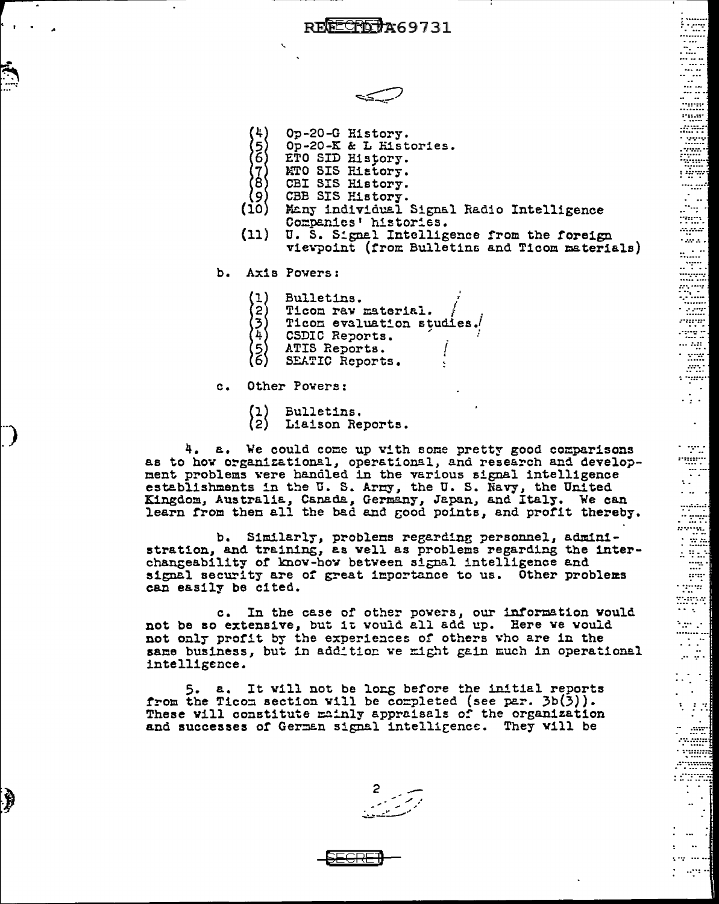(4) Op-20-G History.
(5) Op-20-K & L Histories.
(6) ETO SID History.
(7) MTO SIS History.
(8) CBI SIS History.
(9) CBB SIS History.
(10) Many individual Signal Radio Intelligence Companies' histories.
(11) U. S. Signal Intelligence from the foreign viewpoint (from Bulletins and Ticom materials)

b. Axis Powers:

(1) Bulletins.
(2) Ticom raw material.
(3) Ticom evaluation studies.
(4) CSDIC Reports.
(5) ATIS Reports.
(6) SEATIC Reports.

c. Other Powers:

(1) Bulletins.
(2) Liaison Reports.

4. a. We could come up with some pretty good comparisons as to how organizational, operational, and research and development problems were handled in the various signal intelligence establishments in the U. S. Army, the U. S. Navy, the United Kingdom, Australia, Canada, Germany, Japan, and Italy. We can learn from them all the bad and good points, and profit thereby.

b. Similarly, problems regarding personnel, administration, and training, as well as problems regarding the interchangeability of know-how between signal intelligence and signal security are of great importance to us. Other problems can easily be cited.

c. In the case of other powers, our information would not be so extensive, but it would all add up. Here we would not only profit by the experiences of others who are in the same business, but in addition we might gain much in operational intelligence.

5. a. It will not be long before the initial reports from the Ticom section will be completed (see par. 3b(3)). These will constitute mainly appraisals of the organization and successes of German signal intelligence. They will be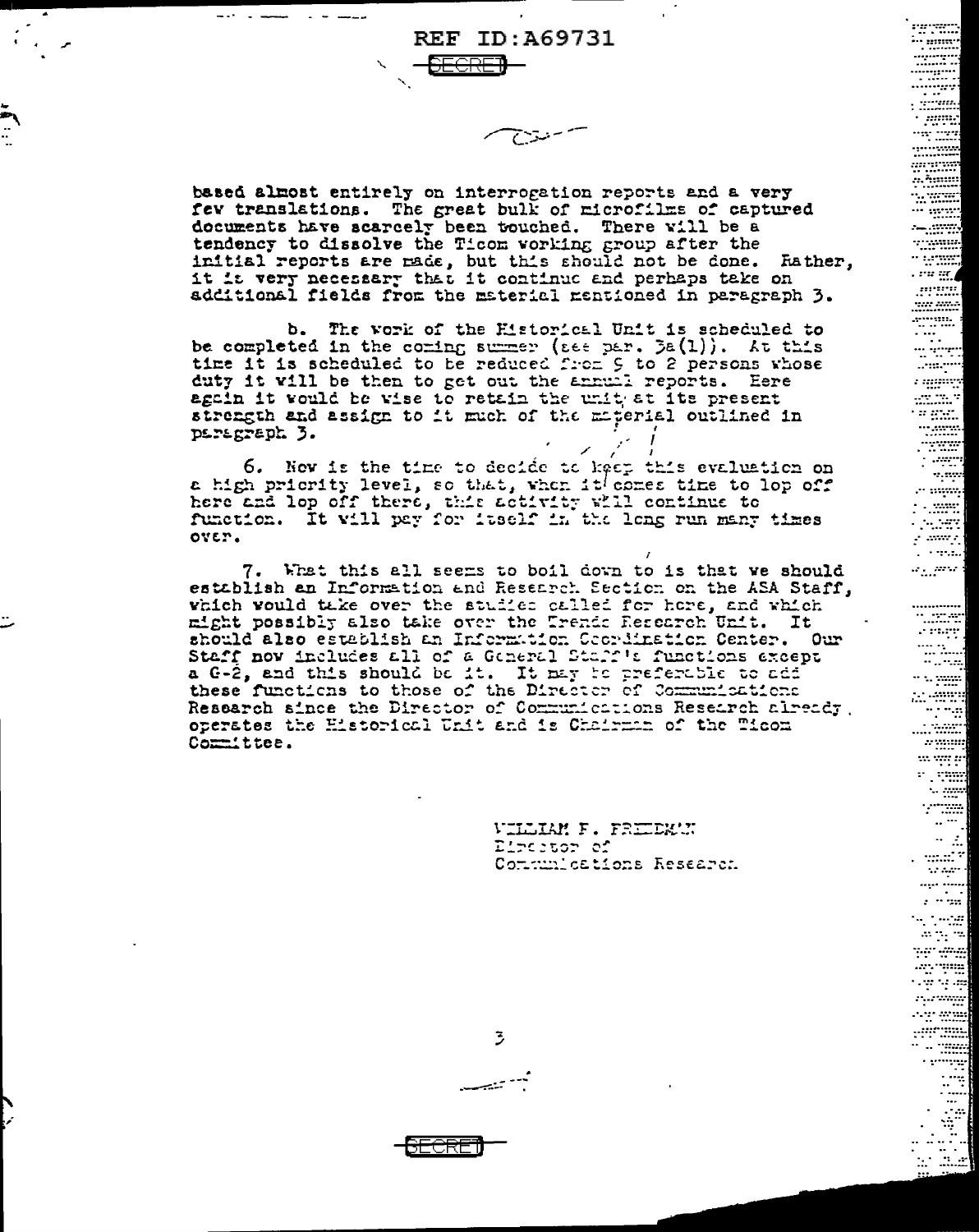REF ID:A69731

SECRET

based almost entirely on interrogation reports and a very few translations. The great bulk of microfilms of captured documents have scarcely been touched. There will be a tendency to dissolve the Ticom working group after the initial reports are made, but this should not be done. Rather, it is very necessary that it continue and perhaps take on additional fields from the material mentioned in paragraph 3.

b. The work of the Historical Unit is scheduled to be completed in the coming summer (see par. 3a(1)). At this time it is scheduled to be reduced from 9 to 2 persons whose duty it will be then to get out the annual reports. Here again it would be wise to retain the unit at its present strength and assign to it much of the material outlined in paragraph 3.

6. Now is the time to decide to keep this evaluation on a high priority level, so that, when it comes time to lop off here and lop off there, this activity will continue to function. It will pay for itself in the long run many times over.

7. What this all seems to boil down to is that we should establish an Information and Research Section on the ASA Staff, which would take over the studies called for here, and which might possibly also take over the Trends Research Unit. It should also establish an Information Coordination Center. Our Staff now includes all of a General Staff's functions except a G-2, and this should be it. It may be preferable to add these functions to those of the Director of Communications Research since the Director of Communications Research already operates the Historical Unit and is Chairman of the Ticom Committee.

WILLIAM F. FRIEDMAN
Director of
Communications Research

SECRET